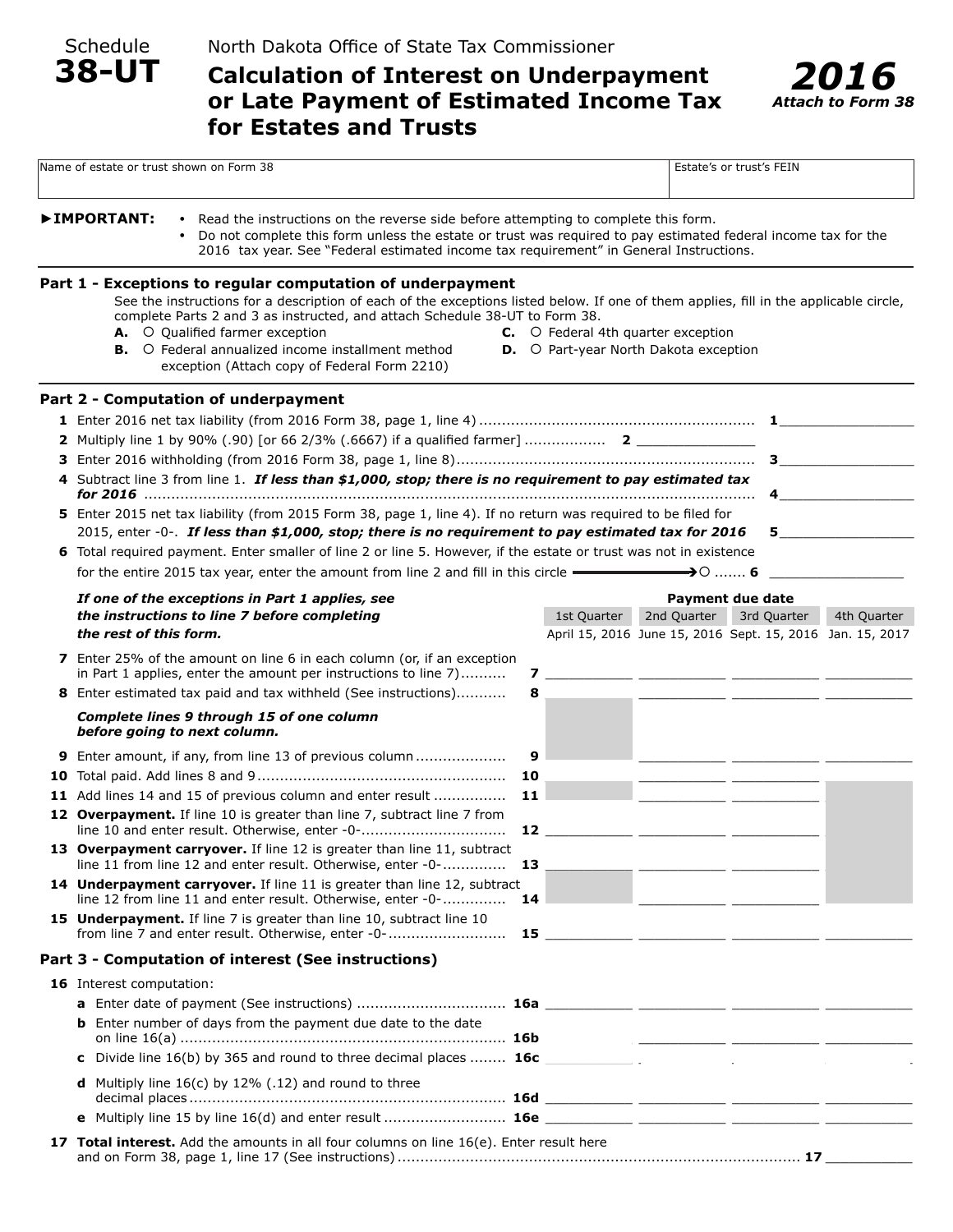Schedule **38-UT**

North Dakota Office of State Tax Commissioner

# Calculation of Interest on Underpayment or Late Payment of Estimated Income Tax for Estates and Trusts

***2016***
***Attach to Form 38***

| Name of estate or trust shown on Form 38 | Estate's or trust's FEIN |
|---|---|
| | |

**►IMPORTANT:**
- Read the instructions on the reverse side before attempting to complete this form.
- Do not complete this form unless the estate or trust was required to pay estimated federal income tax for the 2016 tax year. See "Federal estimated income tax requirement" in General Instructions.

## Part 1 - Exceptions to regular computation of underpayment

See the instructions for a description of each of the exceptions listed below. If one of them applies, fill in the applicable circle, complete Parts 2 and 3 as instructed, and attach Schedule 38-UT to Form 38.

**A.** ○ Qualified farmer exception
**B.** ○ Federal annualized income installment method exception (Attach copy of Federal Form 2210)
**C.** ○ Federal 4th quarter exception
**D.** ○ Part-year North Dakota exception

## Part 2 - Computation of underpayment

**1** Enter 2016 net tax liability (from 2016 Form 38, page 1, line 4) .......... **1** ________

**2** Multiply line 1 by 90% (.90) [or 66 2/3% (.6667) if a qualified farmer] .......... **2** ________

**3** Enter 2016 withholding (from 2016 Form 38, page 1, line 8) .......... **3** ________

**4** Subtract line 3 from line 1. ***If less than $1,000, stop; there is no requirement to pay estimated tax for 2016*** .......... **4** ________

**5** Enter 2015 net tax liability (from 2015 Form 38, page 1, line 4). If no return was required to be filed for 2015, enter -0-. ***If less than $1,000, stop; there is no requirement to pay estimated tax for 2016*** **5** ________

**6** Total required payment. Enter smaller of line 2 or line 5. However, if the estate or trust was not in existence for the entire 2015 tax year, enter the amount from line 2 and fill in this circle → ○ ...... **6** ________

***If one of the exceptions in Part 1 applies, see the instructions to line 7 before completing the rest of this form.***

| | | Payment due date | | | |
|---|---|---|---|---|---|
| | | 1st Quarter<br>April 15, 2016 | 2nd Quarter<br>June 15, 2016 | 3rd Quarter<br>Sept. 15, 2016 | 4th Quarter<br>Jan. 15, 2017 |
| **7** Enter 25% of the amount on line 6 in each column (or, if an exception in Part 1 applies, enter the amount per instructions to line 7).......... | **7** | | | | |
| **8** Enter estimated tax paid and tax withheld (See instructions)........... | **8** | | | | |
| ***Complete lines 9 through 15 of one column before going to next column.*** | | | | | |
| **9** Enter amount, if any, from line 13 of previous column.................... | **9** | | | | |
| **10** Total paid. Add lines 8 and 9........................................ | **10** | | | | |
| **11** Add lines 14 and 15 of previous column and enter result ................ | **11** | | | | |
| **12 Overpayment.** If line 10 is greater than line 7, subtract line 7 from line 10 and enter result. Otherwise, enter -0-................................ | **12** | | | | |
| **13 Overpayment carryover.** If line 12 is greater than line 11, subtract line 11 from line 12 and enter result. Otherwise, enter -0-............. | **13** | | | | |
| **14 Underpayment carryover.** If line 11 is greater than line 12, subtract line 12 from line 11 and enter result. Otherwise, enter -0-............. | **14** | | | | |
| **15 Underpayment.** If line 7 is greater than line 10, subtract line 10 from line 7 and enter result. Otherwise, enter -0-.......................... | **15** | | | | |

## Part 3 - Computation of interest (See instructions)

| **16** Interest computation: | | | | | |
|---|---|---|---|---|---|
| **a** Enter date of payment (See instructions) ................................ | **16a** | | | | |
| **b** Enter number of days from the payment due date to the date on line 16(a) ........................................................................ | **16b** | | | | |
| **c** Divide line 16(b) by 365 and round to three decimal places ........ | **16c** | | | | |
| **d** Multiply line 16(c) by 12% (.12) and round to three decimal places ...................................................................... | **16d** | | | | |
| **e** Multiply line 15 by line 16(d) and enter result .......................... | **16e** | | | | |

**17 Total interest.** Add the amounts in all four columns on line 16(e). Enter result here and on Form 38, page 1, line 17 (See instructions) .......... **17** ________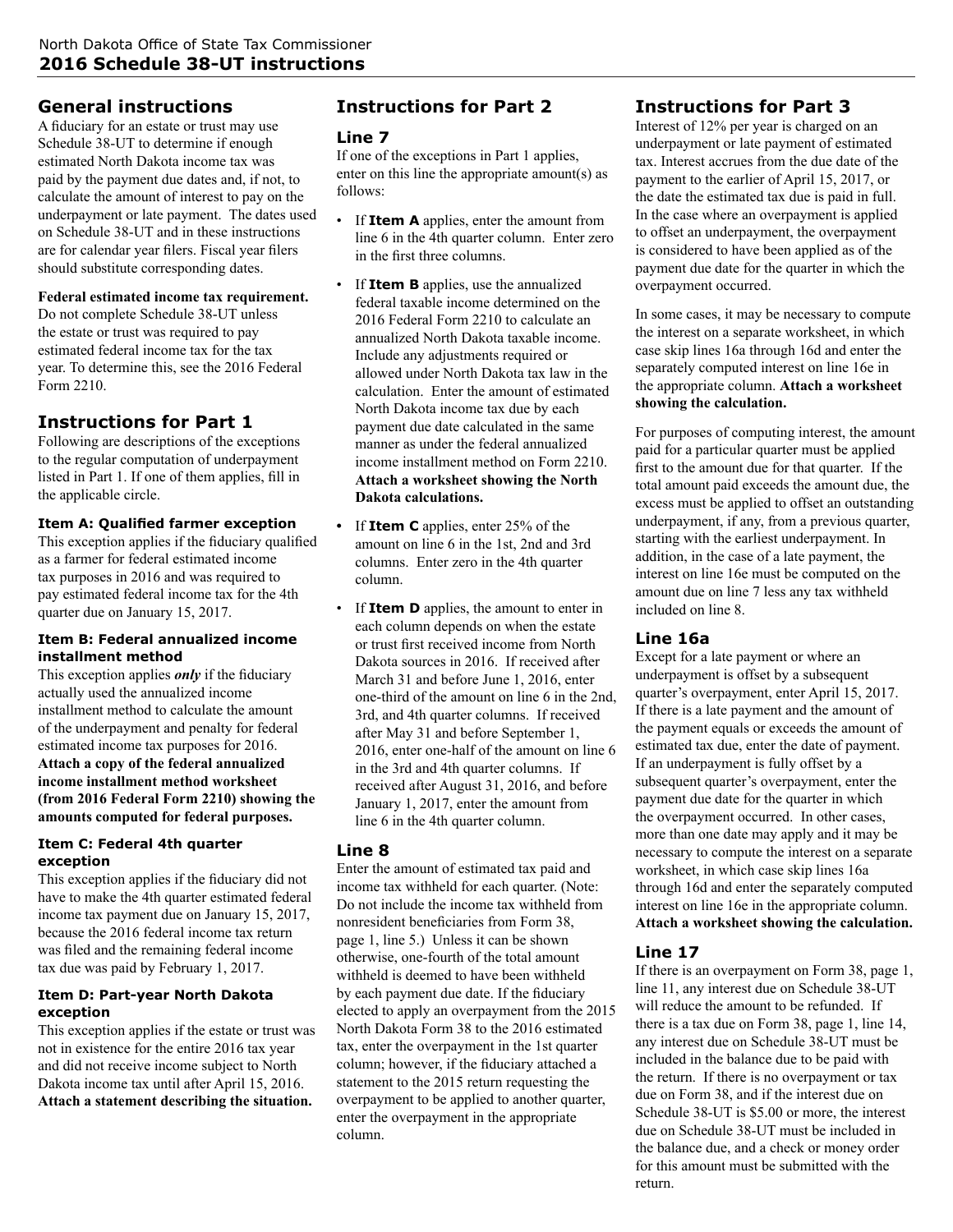North Dakota Office of State Tax Commissioner
**2016 Schedule 38-UT instructions**

## General instructions

A fiduciary for an estate or trust may use Schedule 38-UT to determine if enough estimated North Dakota income tax was paid by the payment due dates and, if not, to calculate the amount of interest to pay on the underpayment or late payment. The dates used on Schedule 38-UT and in these instructions are for calendar year filers. Fiscal year filers should substitute corresponding dates.

**Federal estimated income tax requirement.** Do not complete Schedule 38-UT unless the estate or trust was required to pay estimated federal income tax for the tax year. To determine this, see the 2016 Federal Form 2210.

## Instructions for Part 1

Following are descriptions of the exceptions to the regular computation of underpayment listed in Part 1. If one of them applies, fill in the applicable circle.

### Item A: Qualified farmer exception

This exception applies if the fiduciary qualified as a farmer for federal estimated income tax purposes in 2016 and was required to pay estimated federal income tax for the 4th quarter due on January 15, 2017.

### Item B: Federal annualized income installment method

This exception applies ***only*** if the fiduciary actually used the annualized income installment method to calculate the amount of the underpayment and penalty for federal estimated income tax purposes for 2016. **Attach a copy of the federal annualized income installment method worksheet (from 2016 Federal Form 2210) showing the amounts computed for federal purposes.**

### Item C: Federal 4th quarter exception

This exception applies if the fiduciary did not have to make the 4th quarter estimated federal income tax payment due on January 15, 2017, because the 2016 federal income tax return was filed and the remaining federal income tax due was paid by February 1, 2017.

### Item D: Part-year North Dakota exception

This exception applies if the estate or trust was not in existence for the entire 2016 tax year and did not receive income subject to North Dakota income tax until after April 15, 2016. **Attach a statement describing the situation.**

## Instructions for Part 2

### Line 7

If one of the exceptions in Part 1 applies, enter on this line the appropriate amount(s) as follows:

- If **Item A** applies, enter the amount from line 6 in the 4th quarter column. Enter zero in the first three columns.
- If **Item B** applies, use the annualized federal taxable income determined on the 2016 Federal Form 2210 to calculate an annualized North Dakota taxable income. Include any adjustments required or allowed under North Dakota tax law in the calculation. Enter the amount of estimated North Dakota income tax due by each payment due date calculated in the same manner as under the federal annualized income installment method on Form 2210. **Attach a worksheet showing the North Dakota calculations.**
- If **Item C** applies, enter 25% of the amount on line 6 in the 1st, 2nd and 3rd columns. Enter zero in the 4th quarter column.
- If **Item D** applies, the amount to enter in each column depends on when the estate or trust first received income from North Dakota sources in 2016. If received after March 31 and before June 1, 2016, enter one-third of the amount on line 6 in the 2nd, 3rd, and 4th quarter columns. If received after May 31 and before September 1, 2016, enter one-half of the amount on line 6 in the 3rd and 4th quarter columns. If received after August 31, 2016, and before January 1, 2017, enter the amount from line 6 in the 4th quarter column.

### Line 8

Enter the amount of estimated tax paid and income tax withheld for each quarter. (Note: Do not include the income tax withheld from nonresident beneficiaries from Form 38, page 1, line 5.) Unless it can be shown otherwise, one-fourth of the total amount withheld is deemed to have been withheld by each payment due date. If the fiduciary elected to apply an overpayment from the 2015 North Dakota Form 38 to the 2016 estimated tax, enter the overpayment in the 1st quarter column; however, if the fiduciary attached a statement to the 2015 return requesting the overpayment to be applied to another quarter, enter the overpayment in the appropriate column.

## Instructions for Part 3

Interest of 12% per year is charged on an underpayment or late payment of estimated tax. Interest accrues from the due date of the payment to the earlier of April 15, 2017, or the date the estimated tax due is paid in full. In the case where an overpayment is applied to offset an underpayment, the overpayment is considered to have been applied as of the payment due date for the quarter in which the overpayment occurred.

In some cases, it may be necessary to compute the interest on a separate worksheet, in which case skip lines 16a through 16d and enter the separately computed interest on line 16e in the appropriate column. **Attach a worksheet showing the calculation.**

For purposes of computing interest, the amount paid for a particular quarter must be applied first to the amount due for that quarter. If the total amount paid exceeds the amount due, the excess must be applied to offset an outstanding underpayment, if any, from a previous quarter, starting with the earliest underpayment. In addition, in the case of a late payment, the interest on line 16e must be computed on the amount due on line 7 less any tax withheld included on line 8.

### Line 16a

Except for a late payment or where an underpayment is offset by a subsequent quarter's overpayment, enter April 15, 2017. If there is a late payment and the amount of the payment equals or exceeds the amount of estimated tax due, enter the date of payment. If an underpayment is fully offset by a subsequent quarter's overpayment, enter the payment due date for the quarter in which the overpayment occurred. In other cases, more than one date may apply and it may be necessary to compute the interest on a separate worksheet, in which case skip lines 16a through 16d and enter the separately computed interest on line 16e in the appropriate column. **Attach a worksheet showing the calculation.**

### Line 17

If there is an overpayment on Form 38, page 1, line 11, any interest due on Schedule 38-UT will reduce the amount to be refunded. If there is a tax due on Form 38, page 1, line 14, any interest due on Schedule 38-UT must be included in the balance due to be paid with the return. If there is no overpayment or tax due on Form 38, and if the interest due on Schedule 38-UT is $5.00 or more, the interest due on Schedule 38-UT must be included in the balance due, and a check or money order for this amount must be submitted with the return.